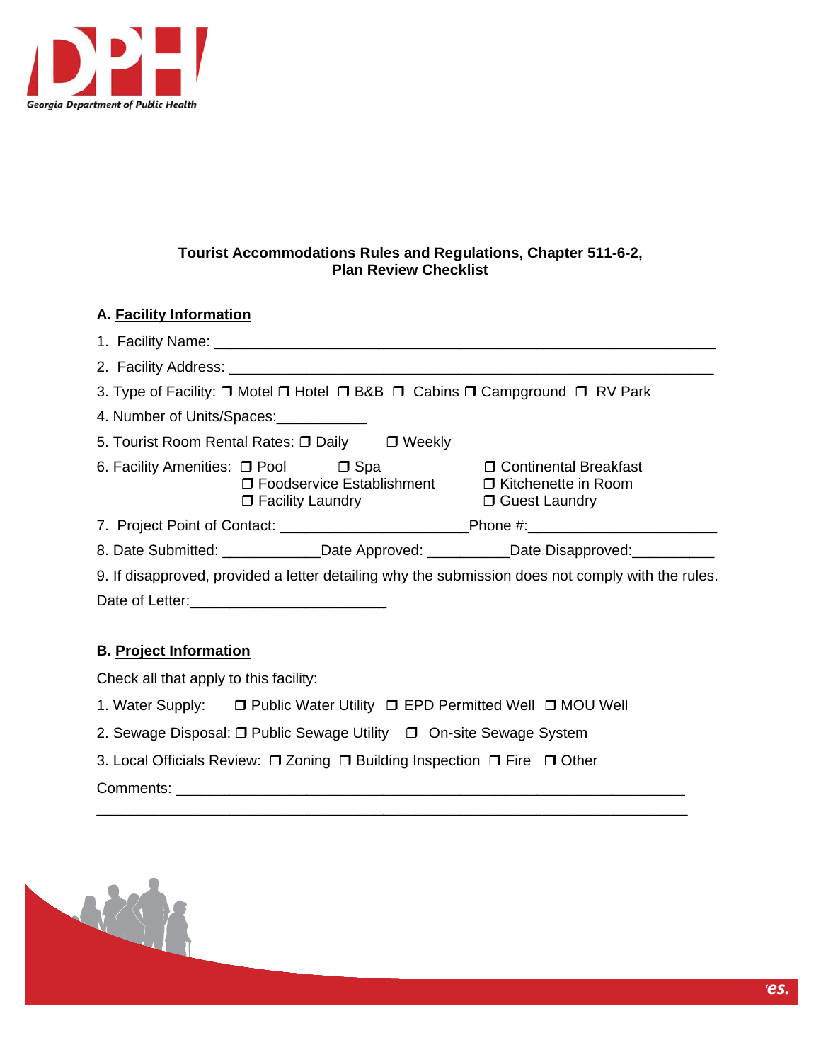**Tourist Accommodations Rules and Regulations, Chapter 511-6-2,**
**Plan Review Checklist**

## A. Facility Information

1. Facility Name: ______________________________________________________________
2. Facility Address: ____________________________________________________________
3. Type of Facility: ❒ Motel ❒ Hotel ❒ B&B ❒ Cabins ❒ Campground ❒ RV Park
4. Number of Units/Spaces:___________
5. Tourist Room Rental Rates: ❒ Daily ❒ Weekly
6. Facility Amenities: ❒ Pool ❒ Spa ❒ Continental Breakfast ❒ Foodservice Establishment ❒ Kitchenette in Room ❒ Facility Laundry ❒ Guest Laundry
7. Project Point of Contact: ________________________Phone #:______________________
8. Date Submitted: ____________Date Approved: __________Date Disapproved:__________
9. If disapproved, provided a letter detailing why the submission does not comply with the rules.

Date of Letter:________________________

## B. Project Information

Check all that apply to this facility:

1. Water Supply: ❒ Public Water Utility ❒ EPD Permitted Well ❒ MOU Well
2. Sewage Disposal: ❒ Public Sewage Utility ❒ On-site Sewage System
3. Local Officials Review: ❒ Zoning ❒ Building Inspection ❒ Fire ❒ Other

Comments: _________________________________________________________________
__________________________________________________________________________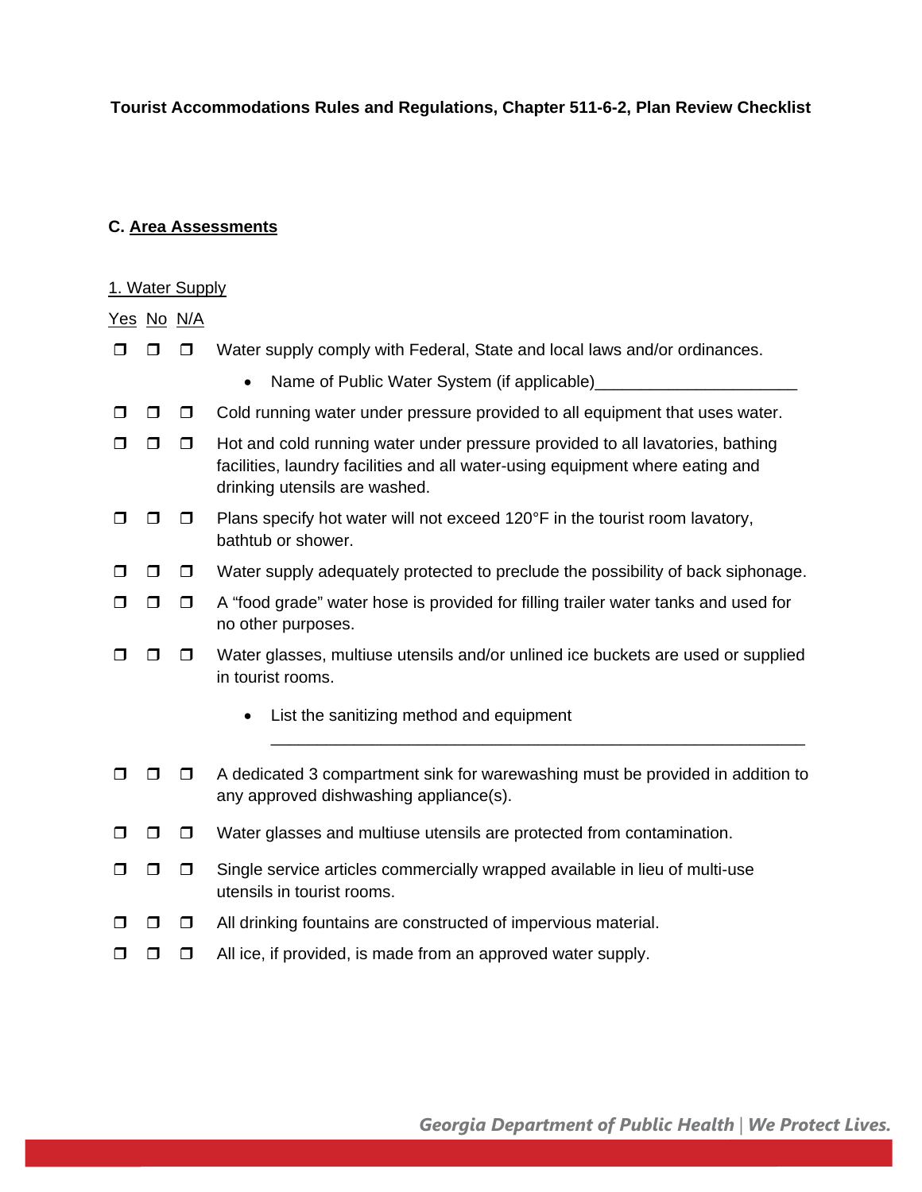**Tourist Accommodations Rules and Regulations, Chapter 511-6-2, Plan Review Checklist**

## C. Area Assessments

### 1. Water Supply

| Yes | No | N/A | |
|---|---|---|---|
| ❐ | ❐ | ❐ | Water supply comply with Federal, State and local laws and/or ordinances.<br>• Name of Public Water System (if applicable)______________________ |
| ❐ | ❐ | ❐ | Cold running water under pressure provided to all equipment that uses water. |
| ❐ | ❐ | ❐ | Hot and cold running water under pressure provided to all lavatories, bathing facilities, laundry facilities and all water-using equipment where eating and drinking utensils are washed. |
| ❐ | ❐ | ❐ | Plans specify hot water will not exceed 120°F in the tourist room lavatory, bathtub or shower. |
| ❐ | ❐ | ❐ | Water supply adequately protected to preclude the possibility of back siphonage. |
| ❐ | ❐ | ❐ | A “food grade” water hose is provided for filling trailer water tanks and used for no other purposes. |
| ❐ | ❐ | ❐ | Water glasses, multiuse utensils and/or unlined ice buckets are used or supplied in tourist rooms.<br>• List the sanitizing method and equipment ____________________________________________________________ |
| ❐ | ❐ | ❐ | A dedicated 3 compartment sink for warewashing must be provided in addition to any approved dishwashing appliance(s). |
| ❐ | ❐ | ❐ | Water glasses and multiuse utensils are protected from contamination. |
| ❐ | ❐ | ❐ | Single service articles commercially wrapped available in lieu of multi-use utensils in tourist rooms. |
| ❐ | ❐ | ❐ | All drinking fountains are constructed of impervious material. |
| ❐ | ❐ | ❐ | All ice, if provided, is made from an approved water supply. |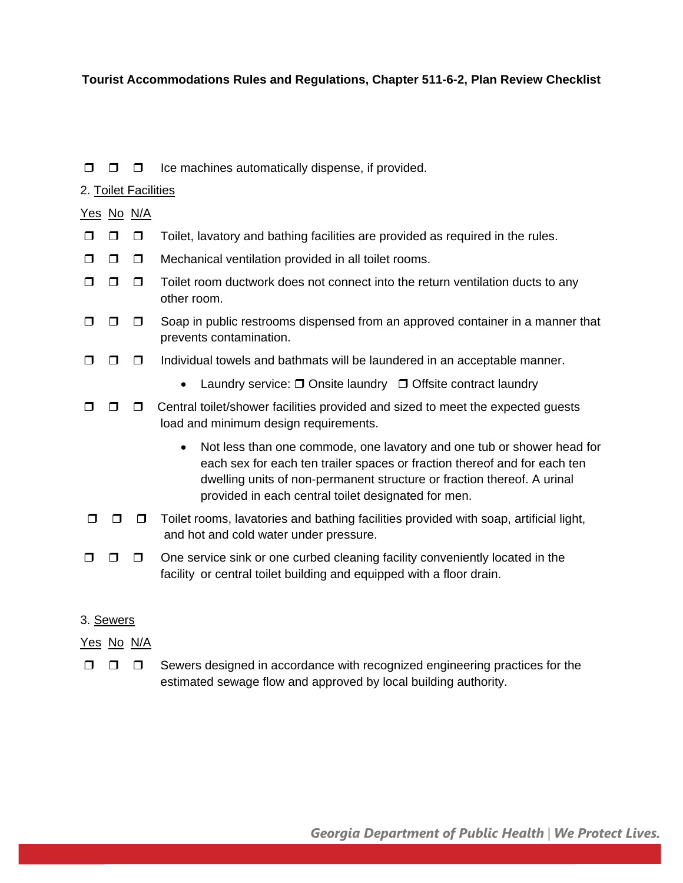**Tourist Accommodations Rules and Regulations, Chapter 511-6-2, Plan Review Checklist**

❒ ❒ ❒ Ice machines automatically dispense, if provided.

2. Toilet Facilities

Yes No N/A

❒ ❒ ❒ Toilet, lavatory and bathing facilities are provided as required in the rules.

❒ ❒ ❒ Mechanical ventilation provided in all toilet rooms.

❒ ❒ ❒ Toilet room ductwork does not connect into the return ventilation ducts to any other room.

❒ ❒ ❒ Soap in public restrooms dispensed from an approved container in a manner that prevents contamination.

❒ ❒ ❒ Individual towels and bathmats will be laundered in an acceptable manner.

- Laundry service: ❒ Onsite laundry ❒ Offsite contract laundry

❒ ❒ ❒ Central toilet/shower facilities provided and sized to meet the expected guests load and minimum design requirements.

- Not less than one commode, one lavatory and one tub or shower head for each sex for each ten trailer spaces or fraction thereof and for each ten dwelling units of non-permanent structure or fraction thereof. A urinal provided in each central toilet designated for men.

❒ ❒ ❒ Toilet rooms, lavatories and bathing facilities provided with soap, artificial light, and hot and cold water under pressure.

❒ ❒ ❒ One service sink or one curbed cleaning facility conveniently located in the facility or central toilet building and equipped with a floor drain.

3. Sewers

Yes No N/A

❒ ❒ ❒ Sewers designed in accordance with recognized engineering practices for the estimated sewage flow and approved by local building authority.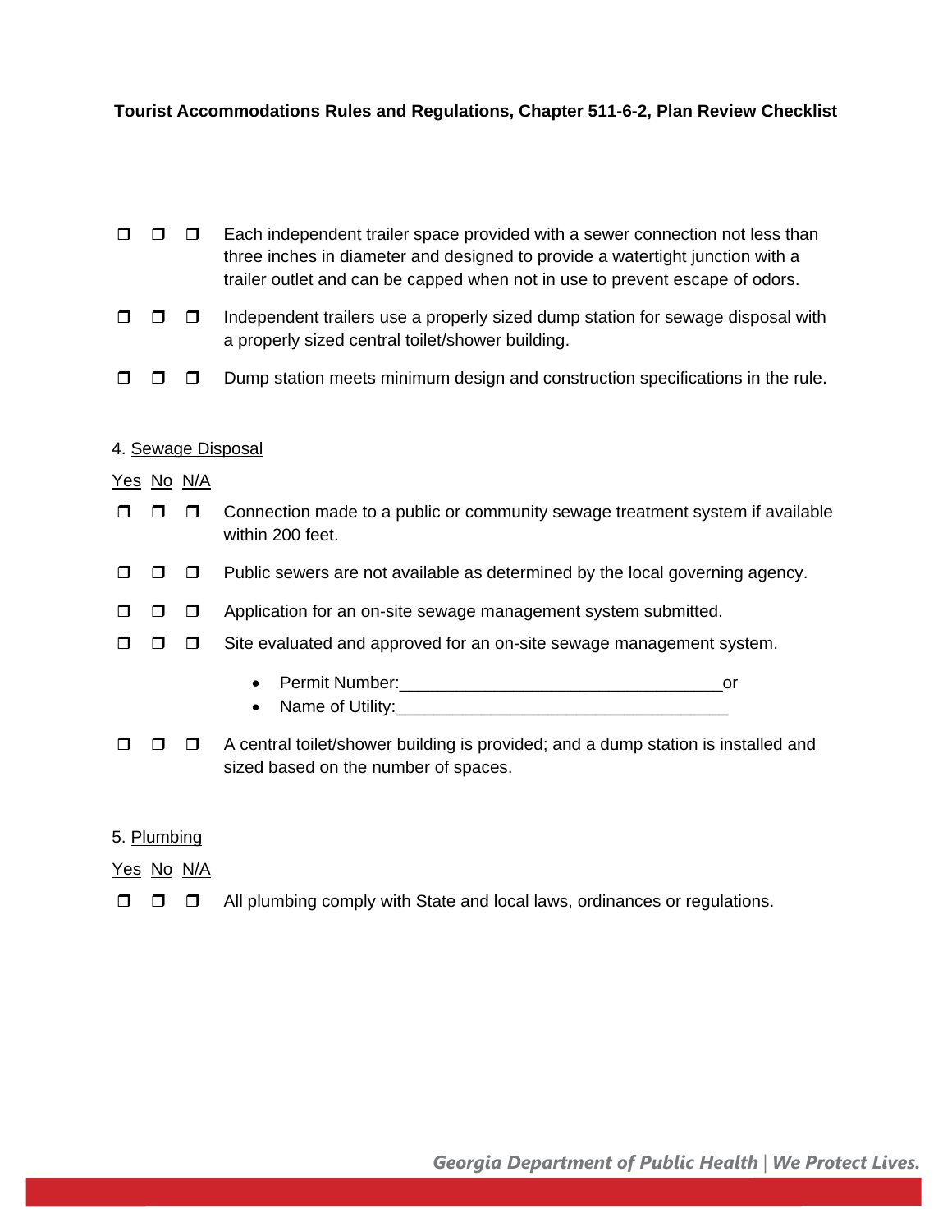**Tourist Accommodations Rules and Regulations, Chapter 511-6-2, Plan Review Checklist**

❒ ❒ ❒ Each independent trailer space provided with a sewer connection not less than three inches in diameter and designed to provide a watertight junction with a trailer outlet and can be capped when not in use to prevent escape of odors.

❒ ❒ ❒ Independent trailers use a properly sized dump station for sewage disposal with a properly sized central toilet/shower building.

❒ ❒ ❒ Dump station meets minimum design and construction specifications in the rule.

4. Sewage Disposal

Yes No N/A

❒ ❒ ❒ Connection made to a public or community sewage treatment system if available within 200 feet.

❒ ❒ ❒ Public sewers are not available as determined by the local governing agency.

❒ ❒ ❒ Application for an on-site sewage management system submitted.

❒ ❒ ❒ Site evaluated and approved for an on-site sewage management system.

- Permit Number:__________________________________or
- Name of Utility:___________________________________

❒ ❒ ❒ A central toilet/shower building is provided; and a dump station is installed and sized based on the number of spaces.

5. Plumbing

Yes No N/A

❒ ❒ ❒ All plumbing comply with State and local laws, ordinances or regulations.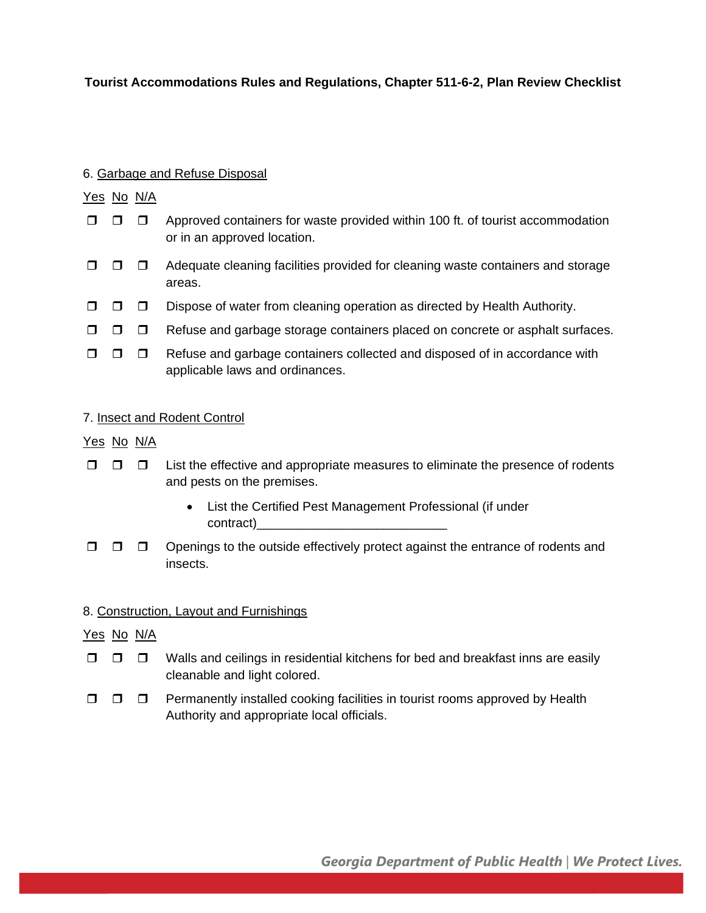**Tourist Accommodations Rules and Regulations, Chapter 511-6-2, Plan Review Checklist**

6. Garbage and Refuse Disposal

| Yes | No | N/A | |
|---|---|---|---|
| ❐ | ❐ | ❐ | Approved containers for waste provided within 100 ft. of tourist accommodation or in an approved location. |
| ❐ | ❐ | ❐ | Adequate cleaning facilities provided for cleaning waste containers and storage areas. |
| ❐ | ❐ | ❐ | Dispose of water from cleaning operation as directed by Health Authority. |
| ❐ | ❐ | ❐ | Refuse and garbage storage containers placed on concrete or asphalt surfaces. |
| ❐ | ❐ | ❐ | Refuse and garbage containers collected and disposed of in accordance with applicable laws and ordinances. |

7. Insect and Rodent Control

| Yes | No | N/A | |
|---|---|---|---|
| ❐ | ❐ | ❐ | List the effective and appropriate measures to eliminate the presence of rodents and pests on the premises. <br> • List the Certified Pest Management Professional (if under contract)___________________________ |
| ❐ | ❐ | ❐ | Openings to the outside effectively protect against the entrance of rodents and insects. |

8. Construction, Layout and Furnishings

| Yes | No | N/A | |
|---|---|---|---|
| ❐ | ❐ | ❐ | Walls and ceilings in residential kitchens for bed and breakfast inns are easily cleanable and light colored. |
| ❐ | ❐ | ❐ | Permanently installed cooking facilities in tourist rooms approved by Health Authority and appropriate local officials. |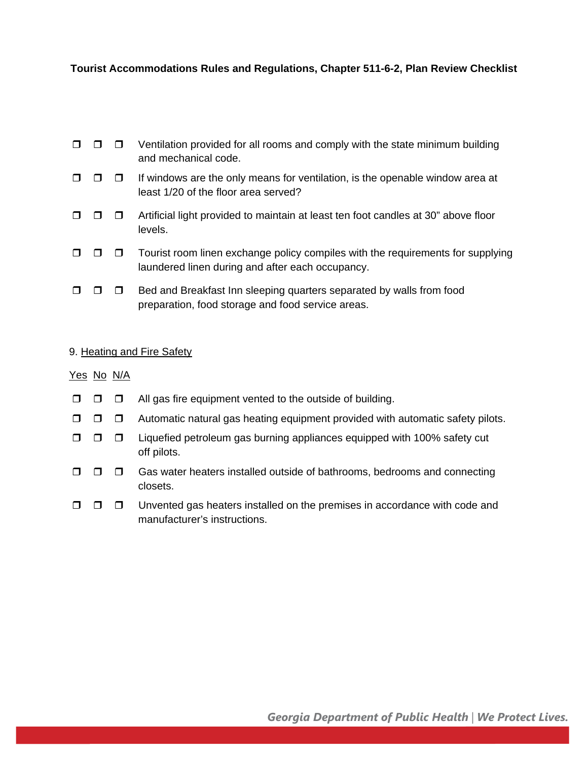- ❒ ❒ ❒ Ventilation provided for all rooms and comply with the state minimum building and mechanical code.
- ❒ ❒ ❒ If windows are the only means for ventilation, is the openable window area at least 1/20 of the floor area served?
- ❒ ❒ ❒ Artificial light provided to maintain at least ten foot candles at 30” above floor levels.
- ❒ ❒ ❒ Tourist room linen exchange policy compiles with the requirements for supplying laundered linen during and after each occupancy.
- ❒ ❒ ❒ Bed and Breakfast Inn sleeping quarters separated by walls from food preparation, food storage and food service areas.

9. Heating and Fire Safety

Yes No N/A

- ❒ ❒ ❒ All gas fire equipment vented to the outside of building.
- ❒ ❒ ❒ Automatic natural gas heating equipment provided with automatic safety pilots.
- ❒ ❒ ❒ Liquefied petroleum gas burning appliances equipped with 100% safety cut off pilots.
- ❒ ❒ ❒ Gas water heaters installed outside of bathrooms, bedrooms and connecting closets.
- ❒ ❒ ❒ Unvented gas heaters installed on the premises in accordance with code and manufacturer’s instructions.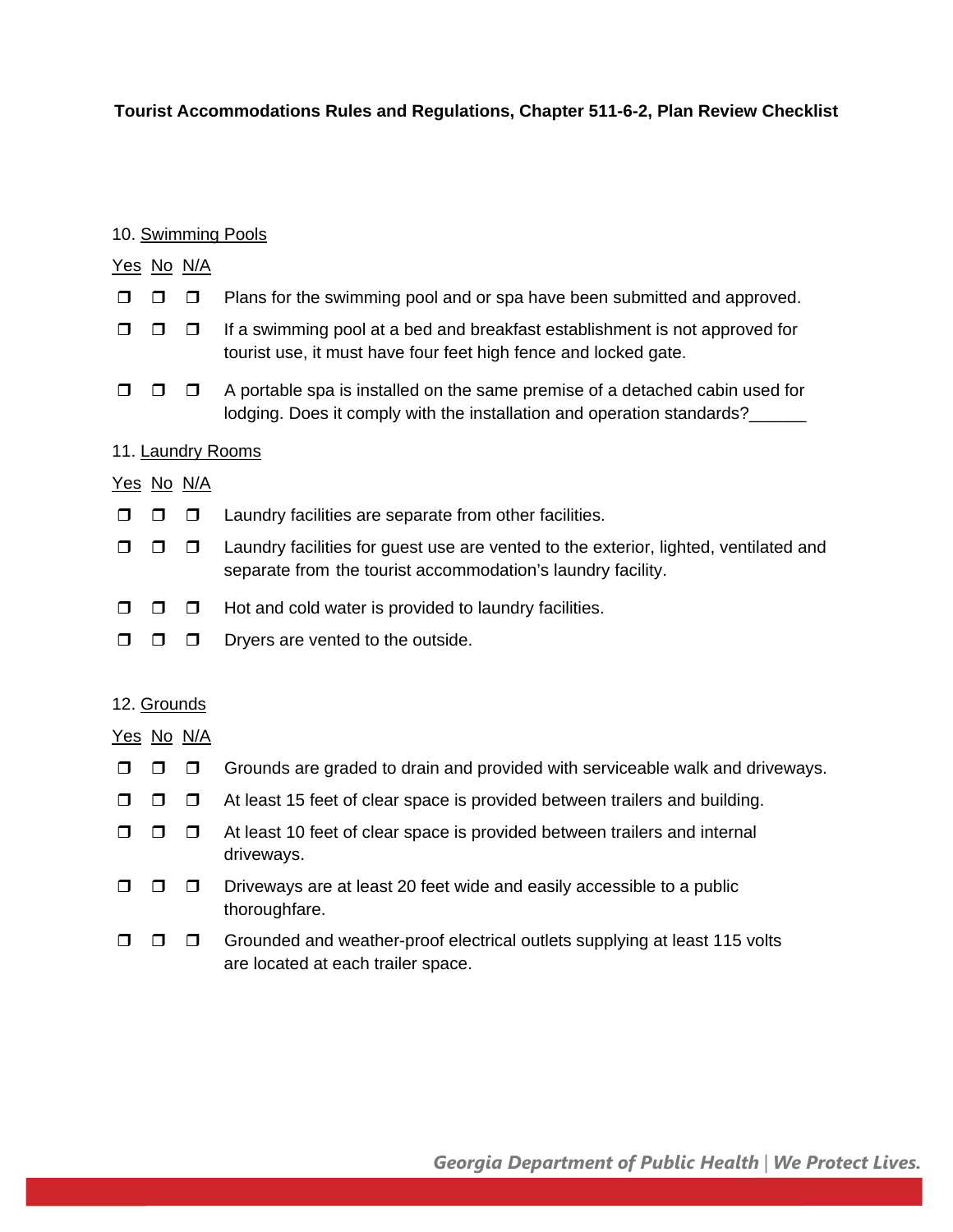**Tourist Accommodations Rules and Regulations, Chapter 511-6-2, Plan Review Checklist**

10. Swimming Pools

| Yes | No | N/A | |
|---|---|---|---|
| ❐ | ❐ | ❐ | Plans for the swimming pool and or spa have been submitted and approved. |
| ❐ | ❐ | ❐ | If a swimming pool at a bed and breakfast establishment is not approved for tourist use, it must have four feet high fence and locked gate. |
| ❐ | ❐ | ❐ | A portable spa is installed on the same premise of a detached cabin used for lodging. Does it comply with the installation and operation standards?______ |

11. Laundry Rooms

| Yes | No | N/A | |
|---|---|---|---|
| ❐ | ❐ | ❐ | Laundry facilities are separate from other facilities. |
| ❐ | ❐ | ❐ | Laundry facilities for guest use are vented to the exterior, lighted, ventilated and separate from the tourist accommodation's laundry facility. |
| ❐ | ❐ | ❐ | Hot and cold water is provided to laundry facilities. |
| ❐ | ❐ | ❐ | Dryers are vented to the outside. |

12. Grounds

| Yes | No | N/A | |
|---|---|---|---|
| ❐ | ❐ | ❐ | Grounds are graded to drain and provided with serviceable walk and driveways. |
| ❐ | ❐ | ❐ | At least 15 feet of clear space is provided between trailers and building. |
| ❐ | ❐ | ❐ | At least 10 feet of clear space is provided between trailers and internal driveways. |
| ❐ | ❐ | ❐ | Driveways are at least 20 feet wide and easily accessible to a public thoroughfare. |
| ❐ | ❐ | ❐ | Grounded and weather-proof electrical outlets supplying at least 115 volts are located at each trailer space. |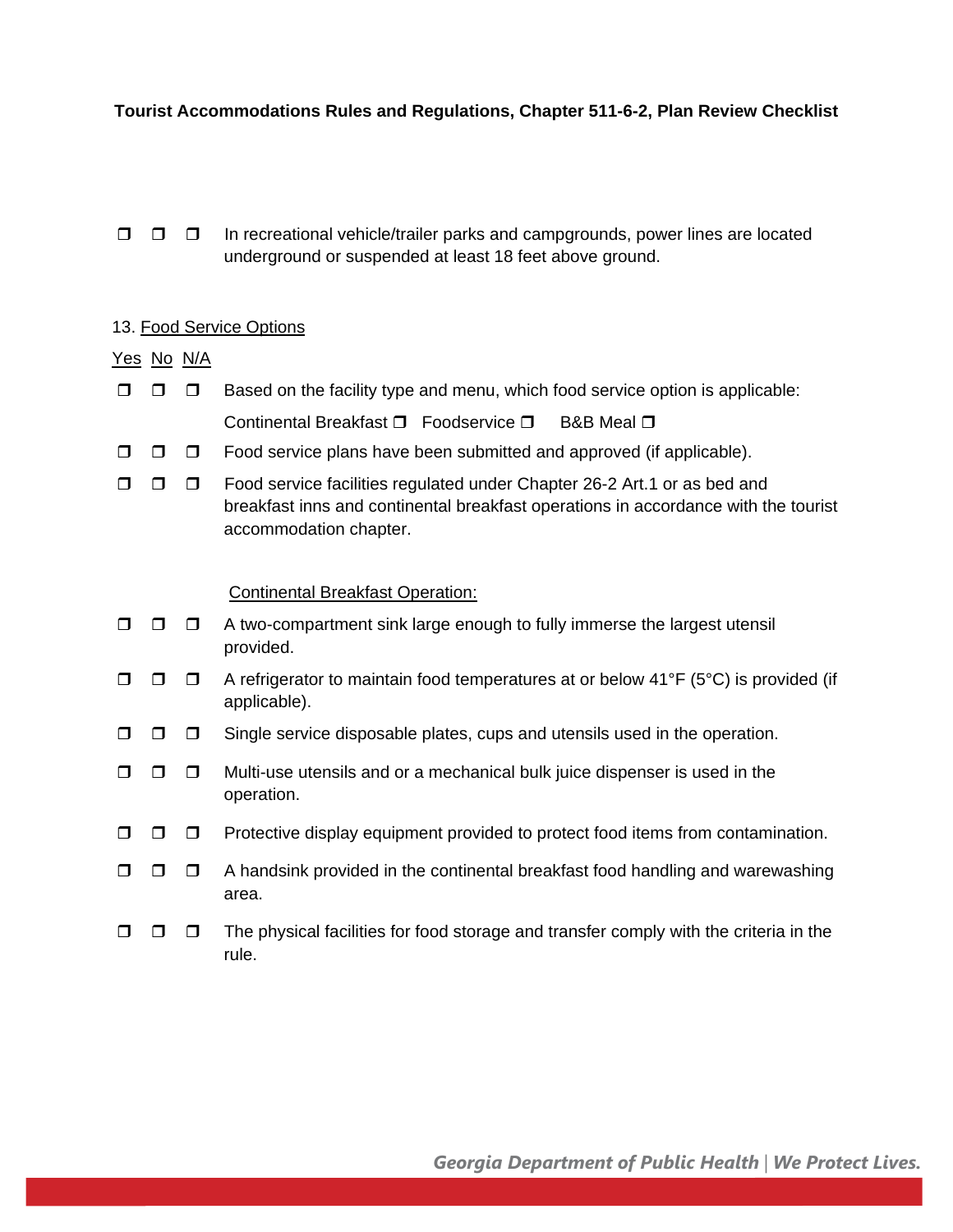**Tourist Accommodations Rules and Regulations, Chapter 511-6-2, Plan Review Checklist**

❐ ❐ ❐ In recreational vehicle/trailer parks and campgrounds, power lines are located underground or suspended at least 18 feet above ground.

13. Food Service Options

Yes No N/A

❐ ❐ ❐ Based on the facility type and menu, which food service option is applicable:

Continental Breakfast ❐ Foodservice ❐ B&B Meal ❐

❐ ❐ ❐ Food service plans have been submitted and approved (if applicable).

❐ ❐ ❐ Food service facilities regulated under Chapter 26-2 Art.1 or as bed and breakfast inns and continental breakfast operations in accordance with the tourist accommodation chapter.

Continental Breakfast Operation:

❐ ❐ ❐ A two-compartment sink large enough to fully immerse the largest utensil provided.

❐ ❐ ❐ A refrigerator to maintain food temperatures at or below 41°F (5°C) is provided (if applicable).

❐ ❐ ❐ Single service disposable plates, cups and utensils used in the operation.

❐ ❐ ❐ Multi-use utensils and or a mechanical bulk juice dispenser is used in the operation.

❐ ❐ ❐ Protective display equipment provided to protect food items from contamination.

❐ ❐ ❐ A handsink provided in the continental breakfast food handling and warewashing area.

❐ ❐ ❐ The physical facilities for food storage and transfer comply with the criteria in the rule.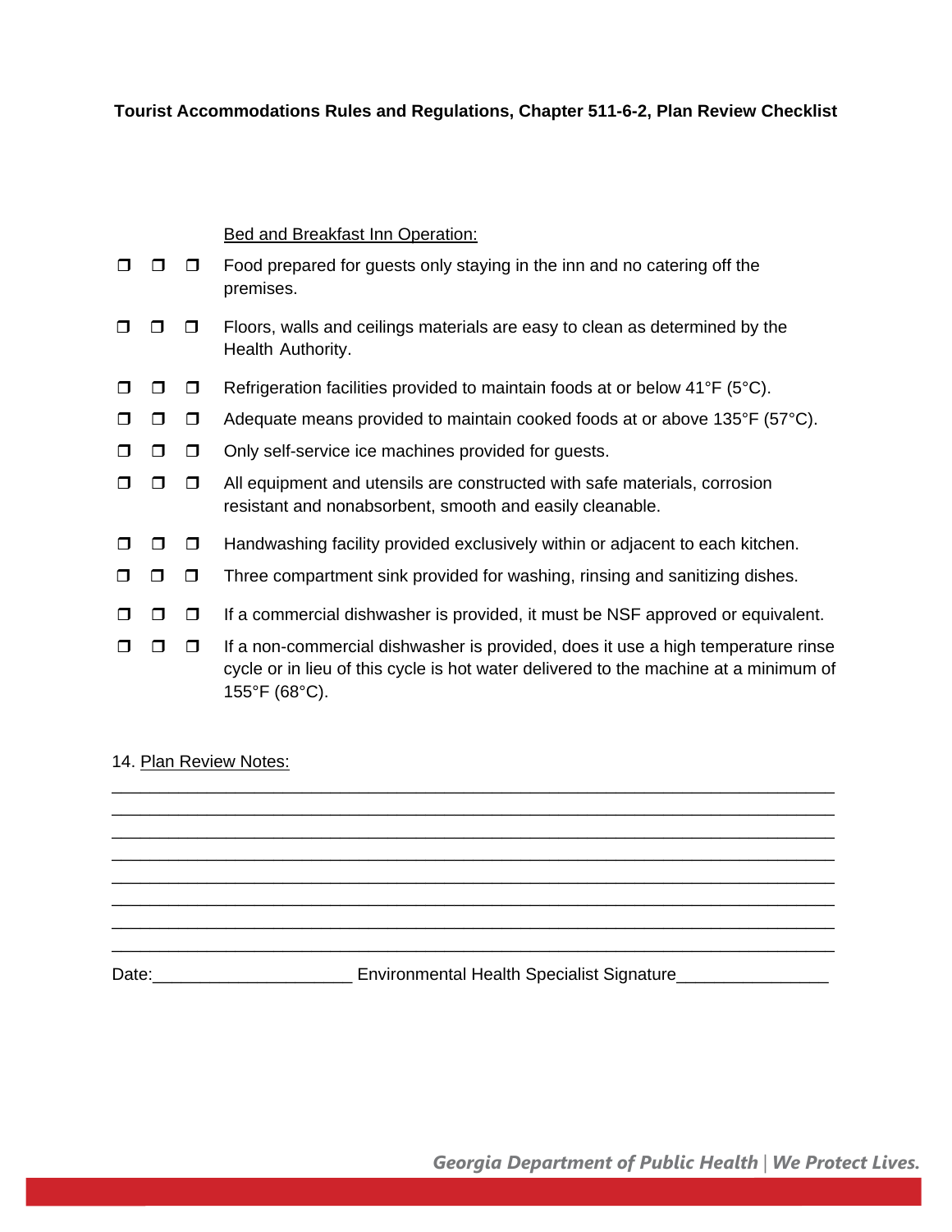**Tourist Accommodations Rules and Regulations, Chapter 511-6-2, Plan Review Checklist**

Bed and Breakfast Inn Operation:

- ❒ ❒ ❒ Food prepared for guests only staying in the inn and no catering off the premises.
- ❒ ❒ ❒ Floors, walls and ceilings materials are easy to clean as determined by the Health Authority.
- ❒ ❒ ❒ Refrigeration facilities provided to maintain foods at or below 41°F (5°C).
- ❒ ❒ ❒ Adequate means provided to maintain cooked foods at or above 135°F (57°C).
- ❒ ❒ ❒ Only self-service ice machines provided for guests.
- ❒ ❒ ❒ All equipment and utensils are constructed with safe materials, corrosion resistant and nonabsorbent, smooth and easily cleanable.
- ❒ ❒ ❒ Handwashing facility provided exclusively within or adjacent to each kitchen.
- ❒ ❒ ❒ Three compartment sink provided for washing, rinsing and sanitizing dishes.
- ❒ ❒ ❒ If a commercial dishwasher is provided, it must be NSF approved or equivalent.
- ❒ ❒ ❒ If a non-commercial dishwasher is provided, does it use a high temperature rinse cycle or in lieu of this cycle is hot water delivered to the machine at a minimum of 155°F (68°C).

14. Plan Review Notes:

_______________________________________________________________________

_______________________________________________________________________

_______________________________________________________________________

_______________________________________________________________________

_______________________________________________________________________

_______________________________________________________________________

_______________________________________________________________________

_______________________________________________________________________

Date:_____________________ Environmental Health Specialist Signature________________